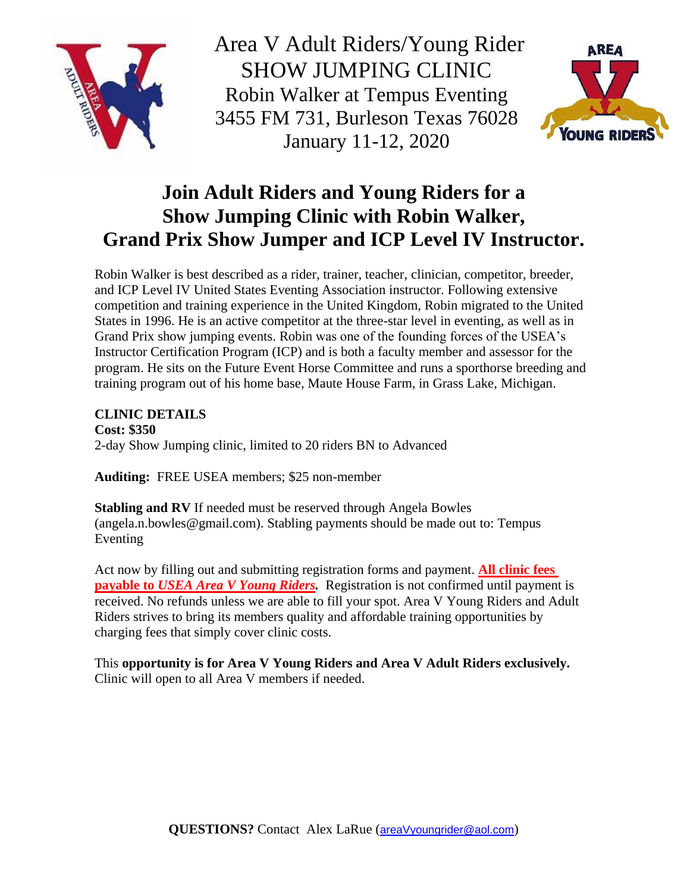# Area V Adult Riders/Young Rider SHOW JUMPING CLINIC

Robin Walker at Tempus Eventing
3455 FM 731, Burleson Texas 76028
January 11-12, 2020

## Join Adult Riders and Young Riders for a Show Jumping Clinic with Robin Walker, Grand Prix Show Jumper and ICP Level IV Instructor.

Robin Walker is best described as a rider, trainer, teacher, clinician, competitor, breeder, and ICP Level IV United States Eventing Association instructor. Following extensive competition and training experience in the United Kingdom, Robin migrated to the United States in 1996. He is an active competitor at the three-star level in eventing, as well as in Grand Prix show jumping events. Robin was one of the founding forces of the USEA's Instructor Certification Program (ICP) and is both a faculty member and assessor for the program. He sits on the Future Event Horse Committee and runs a sporthorse breeding and training program out of his home base, Maute House Farm, in Grass Lake, Michigan.

**CLINIC DETAILS**
**Cost: $350**
2-day Show Jumping clinic, limited to 20 riders BN to Advanced

**Auditing:** FREE USEA members; $25 non-member

**Stabling and RV** If needed must be reserved through Angela Bowles (angela.n.bowles@gmail.com). Stabling payments should be made out to: Tempus Eventing

Act now by filling out and submitting registration forms and payment. **All clinic fees payable to *USEA Area V Young Riders*.** Registration is not confirmed until payment is received. No refunds unless we are able to fill your spot. Area V Young Riders and Adult Riders strives to bring its members quality and affordable training opportunities by charging fees that simply cover clinic costs.

This **opportunity is for Area V Young Riders and Area V Adult Riders exclusively.** Clinic will open to all Area V members if needed.

**QUESTIONS?** Contact Alex LaRue (areaVyoungrider@aol.com)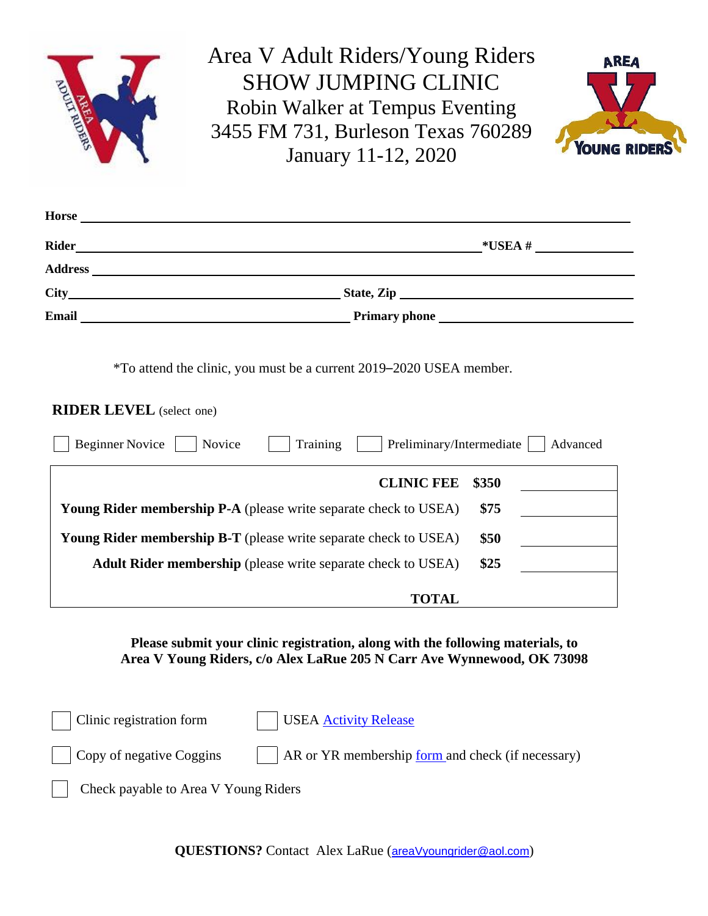# Area V Adult Riders/Young Riders
# SHOW JUMPING CLINIC
Robin Walker at Tempus Eventing
3455 FM 731, Burleson Texas 760289
January 11-12, 2020

**Horse** ______________________________________________

**Rider** ______________________________ ***USEA #** ____________

**Address** ______________________________________________

**City** ______________________ **State, Zip** ______________________

**Email** ______________________ **Primary phone** ______________________

*To attend the clinic, you must be a current 2019–2020 USEA member.

**RIDER LEVEL** (select one)

☐ Beginner Novice ☐ Novice ☐ Training ☐ Preliminary/Intermediate ☐ Advanced

| | | |
|---|---|---|
| **CLINIC FEE** | **$350** | ______ |
| **Young Rider membership P-A** (please write separate check to USEA) | **$75** | ______ |
| **Young Rider membership B-T** (please write separate check to USEA) | **$50** | ______ |
| **Adult Rider membership** (please write separate check to USEA) | **$25** | ______ |
| **TOTAL** | | |

**Please submit your clinic registration, along with the following materials, to Area V Young Riders, c/o Alex LaRue 205 N Carr Ave Wynnewood, OK 73098**

☐ Clinic registration form ☐ USEA Activity Release

☐ Copy of negative Coggins ☐ AR or YR membership form and check (if necessary)

☐ Check payable to Area V Young Riders

**QUESTIONS?** Contact Alex LaRue (areaVyoungrider@aol.com)